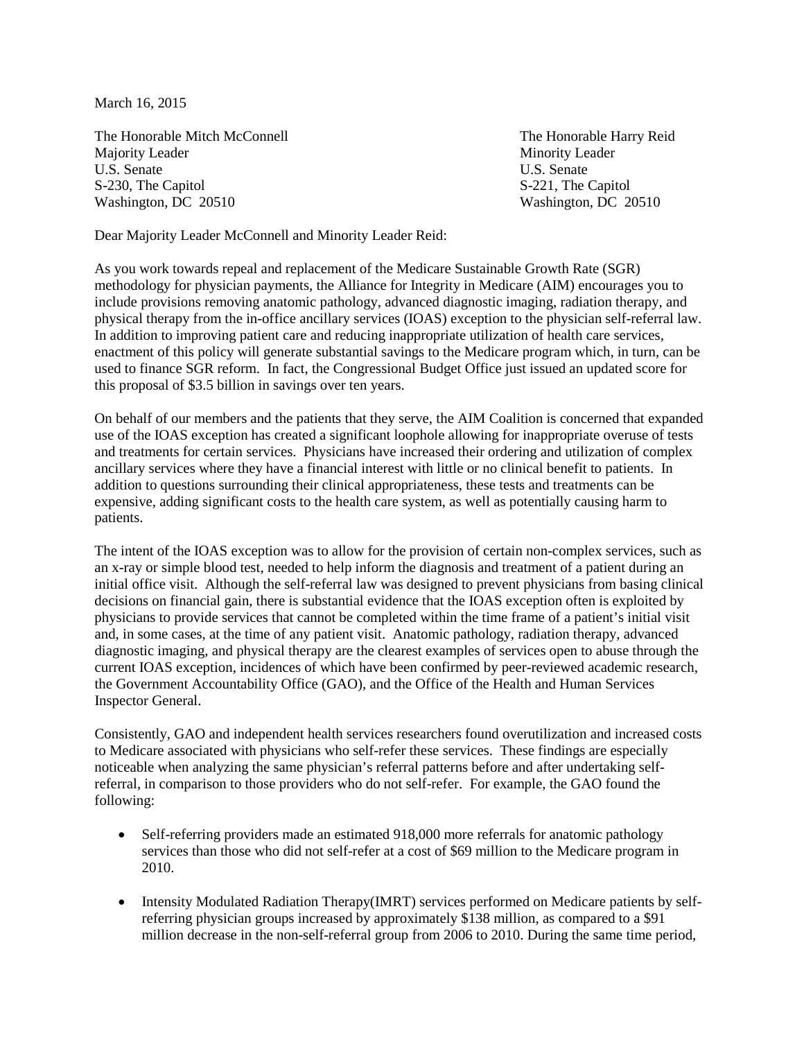March 16, 2015

The Honorable Mitch McConnell
Majority Leader
U.S. Senate
S-230, The Capitol
Washington, DC 20510

The Honorable Harry Reid
Minority Leader
U.S. Senate
S-221, The Capitol
Washington, DC 20510

Dear Majority Leader McConnell and Minority Leader Reid:

As you work towards repeal and replacement of the Medicare Sustainable Growth Rate (SGR) methodology for physician payments, the Alliance for Integrity in Medicare (AIM) encourages you to include provisions removing anatomic pathology, advanced diagnostic imaging, radiation therapy, and physical therapy from the in-office ancillary services (IOAS) exception to the physician self-referral law. In addition to improving patient care and reducing inappropriate utilization of health care services, enactment of this policy will generate substantial savings to the Medicare program which, in turn, can be used to finance SGR reform. In fact, the Congressional Budget Office just issued an updated score for this proposal of $3.5 billion in savings over ten years.

On behalf of our members and the patients that they serve, the AIM Coalition is concerned that expanded use of the IOAS exception has created a significant loophole allowing for inappropriate overuse of tests and treatments for certain services. Physicians have increased their ordering and utilization of complex ancillary services where they have a financial interest with little or no clinical benefit to patients. In addition to questions surrounding their clinical appropriateness, these tests and treatments can be expensive, adding significant costs to the health care system, as well as potentially causing harm to patients.

The intent of the IOAS exception was to allow for the provision of certain non-complex services, such as an x-ray or simple blood test, needed to help inform the diagnosis and treatment of a patient during an initial office visit. Although the self-referral law was designed to prevent physicians from basing clinical decisions on financial gain, there is substantial evidence that the IOAS exception often is exploited by physicians to provide services that cannot be completed within the time frame of a patient's initial visit and, in some cases, at the time of any patient visit. Anatomic pathology, radiation therapy, advanced diagnostic imaging, and physical therapy are the clearest examples of services open to abuse through the current IOAS exception, incidences of which have been confirmed by peer-reviewed academic research, the Government Accountability Office (GAO), and the Office of the Health and Human Services Inspector General.

Consistently, GAO and independent health services researchers found overutilization and increased costs to Medicare associated with physicians who self-refer these services. These findings are especially noticeable when analyzing the same physician's referral patterns before and after undertaking self-referral, in comparison to those providers who do not self-refer. For example, the GAO found the following:

- Self-referring providers made an estimated 918,000 more referrals for anatomic pathology services than those who did not self-refer at a cost of $69 million to the Medicare program in 2010.
- Intensity Modulated Radiation Therapy(IMRT) services performed on Medicare patients by self-referring physician groups increased by approximately $138 million, as compared to a $91 million decrease in the non-self-referral group from 2006 to 2010. During the same time period,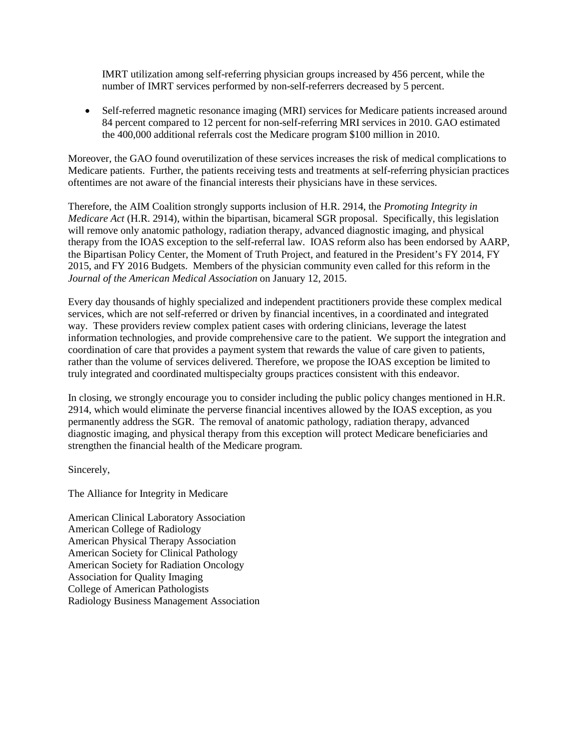IMRT utilization among self-referring physician groups increased by 456 percent, while the number of IMRT services performed by non-self-referrers decreased by 5 percent.

- Self-referred magnetic resonance imaging (MRI) services for Medicare patients increased around 84 percent compared to 12 percent for non-self-referring MRI services in 2010. GAO estimated the 400,000 additional referrals cost the Medicare program $100 million in 2010.

Moreover, the GAO found overutilization of these services increases the risk of medical complications to Medicare patients. Further, the patients receiving tests and treatments at self-referring physician practices oftentimes are not aware of the financial interests their physicians have in these services.

Therefore, the AIM Coalition strongly supports inclusion of H.R. 2914, the *Promoting Integrity in Medicare Act* (H.R. 2914), within the bipartisan, bicameral SGR proposal. Specifically, this legislation will remove only anatomic pathology, radiation therapy, advanced diagnostic imaging, and physical therapy from the IOAS exception to the self-referral law. IOAS reform also has been endorsed by AARP, the Bipartisan Policy Center, the Moment of Truth Project, and featured in the President's FY 2014, FY 2015, and FY 2016 Budgets. Members of the physician community even called for this reform in the *Journal of the American Medical Association* on January 12, 2015.

Every day thousands of highly specialized and independent practitioners provide these complex medical services, which are not self-referred or driven by financial incentives, in a coordinated and integrated way. These providers review complex patient cases with ordering clinicians, leverage the latest information technologies, and provide comprehensive care to the patient. We support the integration and coordination of care that provides a payment system that rewards the value of care given to patients, rather than the volume of services delivered. Therefore, we propose the IOAS exception be limited to truly integrated and coordinated multispecialty groups practices consistent with this endeavor.

In closing, we strongly encourage you to consider including the public policy changes mentioned in H.R. 2914, which would eliminate the perverse financial incentives allowed by the IOAS exception, as you permanently address the SGR. The removal of anatomic pathology, radiation therapy, advanced diagnostic imaging, and physical therapy from this exception will protect Medicare beneficiaries and strengthen the financial health of the Medicare program.

Sincerely,

The Alliance for Integrity in Medicare

American Clinical Laboratory Association
American College of Radiology
American Physical Therapy Association
American Society for Clinical Pathology
American Society for Radiation Oncology
Association for Quality Imaging
College of American Pathologists
Radiology Business Management Association